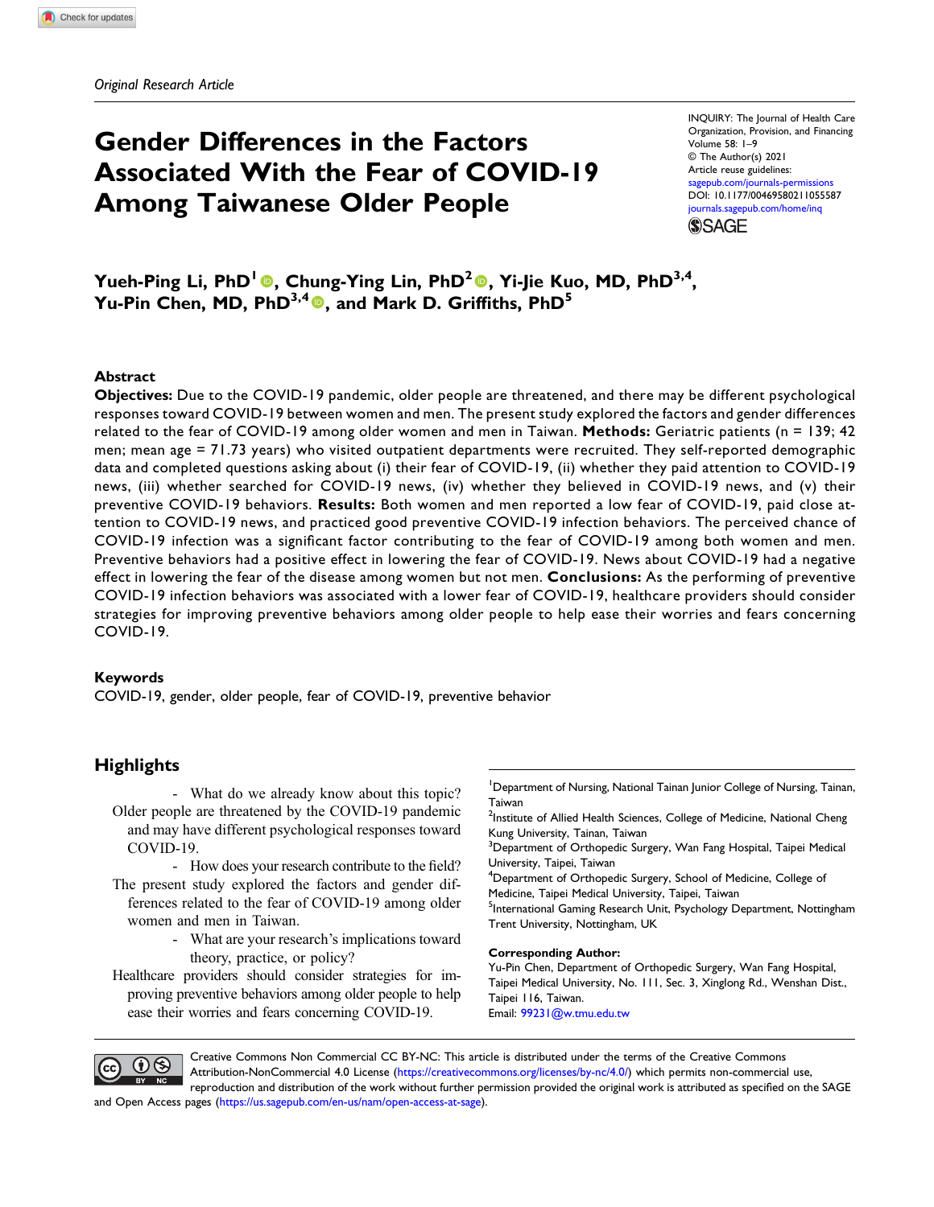Original Research Article

INQUIRY: The Journal of Health Care Organization, Provision, and Financing
Volume 58: 1–9
© The Author(s) 2021
Article reuse guidelines: sagepub.com/journals-permissions
DOI: 10.1177/00469580211055587
journals.sagepub.com/home/inq

# Gender Differences in the Factors Associated With the Fear of COVID-19 Among Taiwanese Older People

**Yueh-Ping Li, PhD[1], Chung-Ying Lin, PhD[2], Yi-Jie Kuo, MD, PhD[3,4], Yu-Pin Chen, MD, PhD[3,4], and Mark D. Griffiths, PhD[5]**

## Abstract

**Objectives:** Due to the COVID-19 pandemic, older people are threatened, and there may be different psychological responses toward COVID-19 between women and men. The present study explored the factors and gender differences related to the fear of COVID-19 among older women and men in Taiwan. **Methods:** Geriatric patients (n = 139; 42 men; mean age = 71.73 years) who visited outpatient departments were recruited. They self-reported demographic data and completed questions asking about (i) their fear of COVID-19, (ii) whether they paid attention to COVID-19 news, (iii) whether searched for COVID-19 news, (iv) whether they believed in COVID-19 news, and (v) their preventive COVID-19 behaviors. **Results:** Both women and men reported a low fear of COVID-19, paid close attention to COVID-19 news, and practiced good preventive COVID-19 infection behaviors. The perceived chance of COVID-19 infection was a significant factor contributing to the fear of COVID-19 among both women and men. Preventive behaviors had a positive effect in lowering the fear of COVID-19. News about COVID-19 had a negative effect in lowering the fear of the disease among women but not men. **Conclusions:** As the performing of preventive COVID-19 infection behaviors was associated with a lower fear of COVID-19, healthcare providers should consider strategies for improving preventive behaviors among older people to help ease their worries and fears concerning COVID-19.

## Keywords

COVID-19, gender, older people, fear of COVID-19, preventive behavior

## Highlights

- What do we already know about this topic?

Older people are threatened by the COVID-19 pandemic and may have different psychological responses toward COVID-19.

- How does your research contribute to the field?

The present study explored the factors and gender differences related to the fear of COVID-19 among older women and men in Taiwan.

- What are your research's implications toward theory, practice, or policy?

Healthcare providers should consider strategies for improving preventive behaviors among older people to help ease their worries and fears concerning COVID-19.

[1]Department of Nursing, National Tainan Junior College of Nursing, Tainan, Taiwan
[2]Institute of Allied Health Sciences, College of Medicine, National Cheng Kung University, Tainan, Taiwan
[3]Department of Orthopedic Surgery, Wan Fang Hospital, Taipei Medical University, Taipei, Taiwan
[4]Department of Orthopedic Surgery, School of Medicine, College of Medicine, Taipei Medical University, Taipei, Taiwan
[5]International Gaming Research Unit, Psychology Department, Nottingham Trent University, Nottingham, UK

**Corresponding Author:**
Yu-Pin Chen, Department of Orthopedic Surgery, Wan Fang Hospital, Taipei Medical University, No. 111, Sec. 3, Xinglong Rd., Wenshan Dist., Taipei 116, Taiwan.
Email: 99231@w.tmu.edu.tw

Creative Commons Non Commercial CC BY-NC: This article is distributed under the terms of the Creative Commons Attribution-NonCommercial 4.0 License (https://creativecommons.org/licenses/by-nc/4.0/) which permits non-commercial use, reproduction and distribution of the work without further permission provided the original work is attributed as specified on the SAGE and Open Access pages (https://us.sagepub.com/en-us/nam/open-access-at-sage).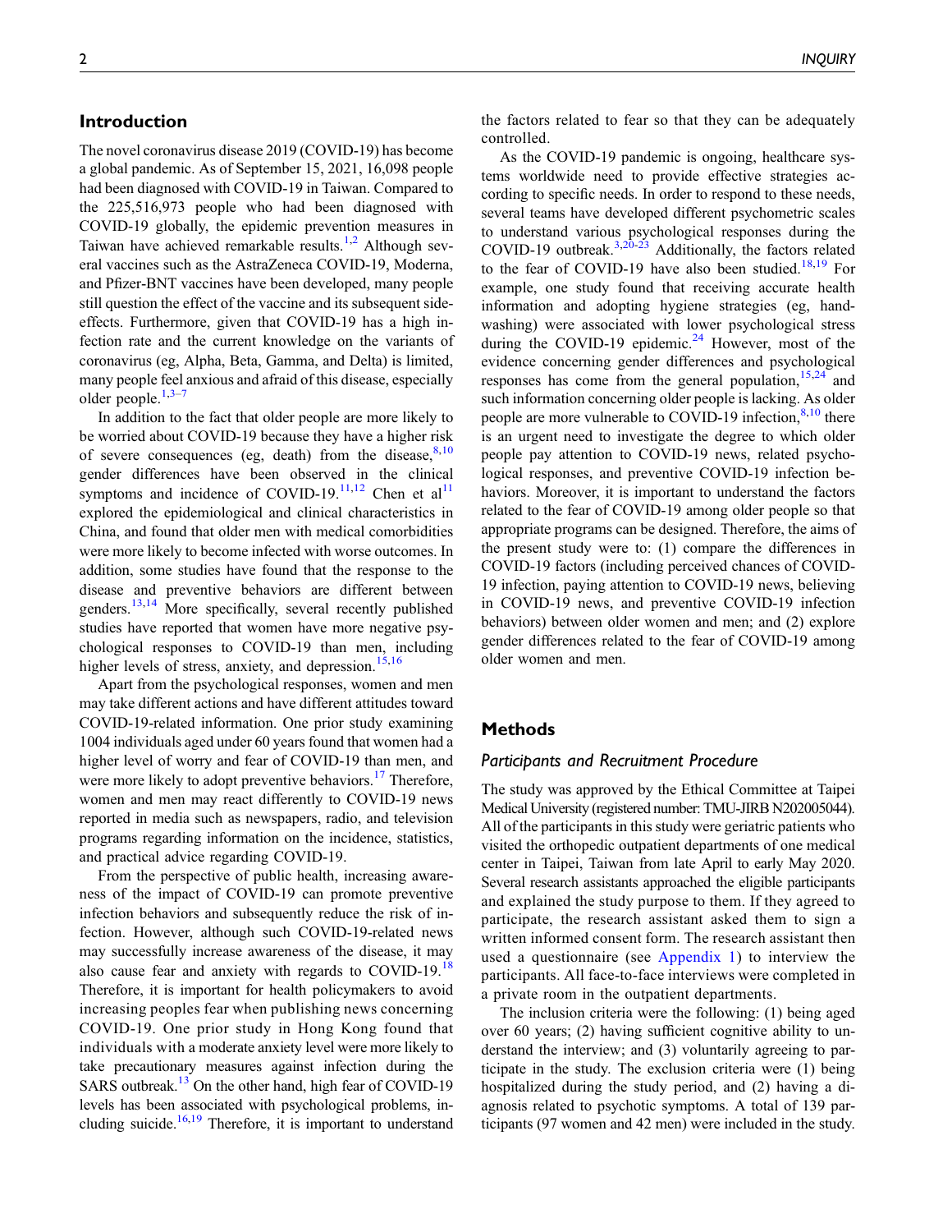## Introduction

The novel coronavirus disease 2019 (COVID-19) has become a global pandemic. As of September 15, 2021, 16,098 people had been diagnosed with COVID-19 in Taiwan. Compared to the 225,516,973 people who had been diagnosed with COVID-19 globally, the epidemic prevention measures in Taiwan have achieved remarkable results.[1,2] Although several vaccines such as the AstraZeneca COVID-19, Moderna, and Pfizer-BNT vaccines have been developed, many people still question the effect of the vaccine and its subsequent side-effects. Furthermore, given that COVID-19 has a high infection rate and the current knowledge on the variants of coronavirus (eg, Alpha, Beta, Gamma, and Delta) is limited, many people feel anxious and afraid of this disease, especially older people.[1,3–7]

In addition to the fact that older people are more likely to be worried about COVID-19 because they have a higher risk of severe consequences (eg, death) from the disease,[8,10] gender differences have been observed in the clinical symptoms and incidence of COVID-19.[11,12] Chen et al[11] explored the epidemiological and clinical characteristics in China, and found that older men with medical comorbidities were more likely to become infected with worse outcomes. In addition, some studies have found that the response to the disease and preventive behaviors are different between genders.[13,14] More specifically, several recently published studies have reported that women have more negative psychological responses to COVID-19 than men, including higher levels of stress, anxiety, and depression.[15,16]

Apart from the psychological responses, women and men may take different actions and have different attitudes toward COVID-19-related information. One prior study examining 1004 individuals aged under 60 years found that women had a higher level of worry and fear of COVID-19 than men, and were more likely to adopt preventive behaviors.[17] Therefore, women and men may react differently to COVID-19 news reported in media such as newspapers, radio, and television programs regarding information on the incidence, statistics, and practical advice regarding COVID-19.

From the perspective of public health, increasing awareness of the impact of COVID-19 can promote preventive infection behaviors and subsequently reduce the risk of infection. However, although such COVID-19-related news may successfully increase awareness of the disease, it may also cause fear and anxiety with regards to COVID-19.[18] Therefore, it is important for health policymakers to avoid increasing peoples fear when publishing news concerning COVID-19. One prior study in Hong Kong found that individuals with a moderate anxiety level were more likely to take precautionary measures against infection during the SARS outbreak.[13] On the other hand, high fear of COVID-19 levels has been associated with psychological problems, including suicide.[16,19] Therefore, it is important to understand the factors related to fear so that they can be adequately controlled.

As the COVID-19 pandemic is ongoing, healthcare systems worldwide need to provide effective strategies according to specific needs. In order to respond to these needs, several teams have developed different psychometric scales to understand various psychological responses during the COVID-19 outbreak.[3,20-23] Additionally, the factors related to the fear of COVID-19 have also been studied.[18,19] For example, one study found that receiving accurate health information and adopting hygiene strategies (eg, handwashing) were associated with lower psychological stress during the COVID-19 epidemic.[24] However, most of the evidence concerning gender differences and psychological responses has come from the general population,[15,24] and such information concerning older people is lacking. As older people are more vulnerable to COVID-19 infection,[8,10] there is an urgent need to investigate the degree to which older people pay attention to COVID-19 news, related psychological responses, and preventive COVID-19 infection behaviors. Moreover, it is important to understand the factors related to the fear of COVID-19 among older people so that appropriate programs can be designed. Therefore, the aims of the present study were to: (1) compare the differences in COVID-19 factors (including perceived chances of COVID-19 infection, paying attention to COVID-19 news, believing in COVID-19 news, and preventive COVID-19 infection behaviors) between older women and men; and (2) explore gender differences related to the fear of COVID-19 among older women and men.

## Methods

### Participants and Recruitment Procedure

The study was approved by the Ethical Committee at Taipei Medical University (registered number: TMU-JIRB N202005044). All of the participants in this study were geriatric patients who visited the orthopedic outpatient departments of one medical center in Taipei, Taiwan from late April to early May 2020. Several research assistants approached the eligible participants and explained the study purpose to them. If they agreed to participate, the research assistant asked them to sign a written informed consent form. The research assistant then used a questionnaire (see Appendix 1) to interview the participants. All face-to-face interviews were completed in a private room in the outpatient departments.

The inclusion criteria were the following: (1) being aged over 60 years; (2) having sufficient cognitive ability to understand the interview; and (3) voluntarily agreeing to participate in the study. The exclusion criteria were (1) being hospitalized during the study period, and (2) having a diagnosis related to psychotic symptoms. A total of 139 participants (97 women and 42 men) were included in the study.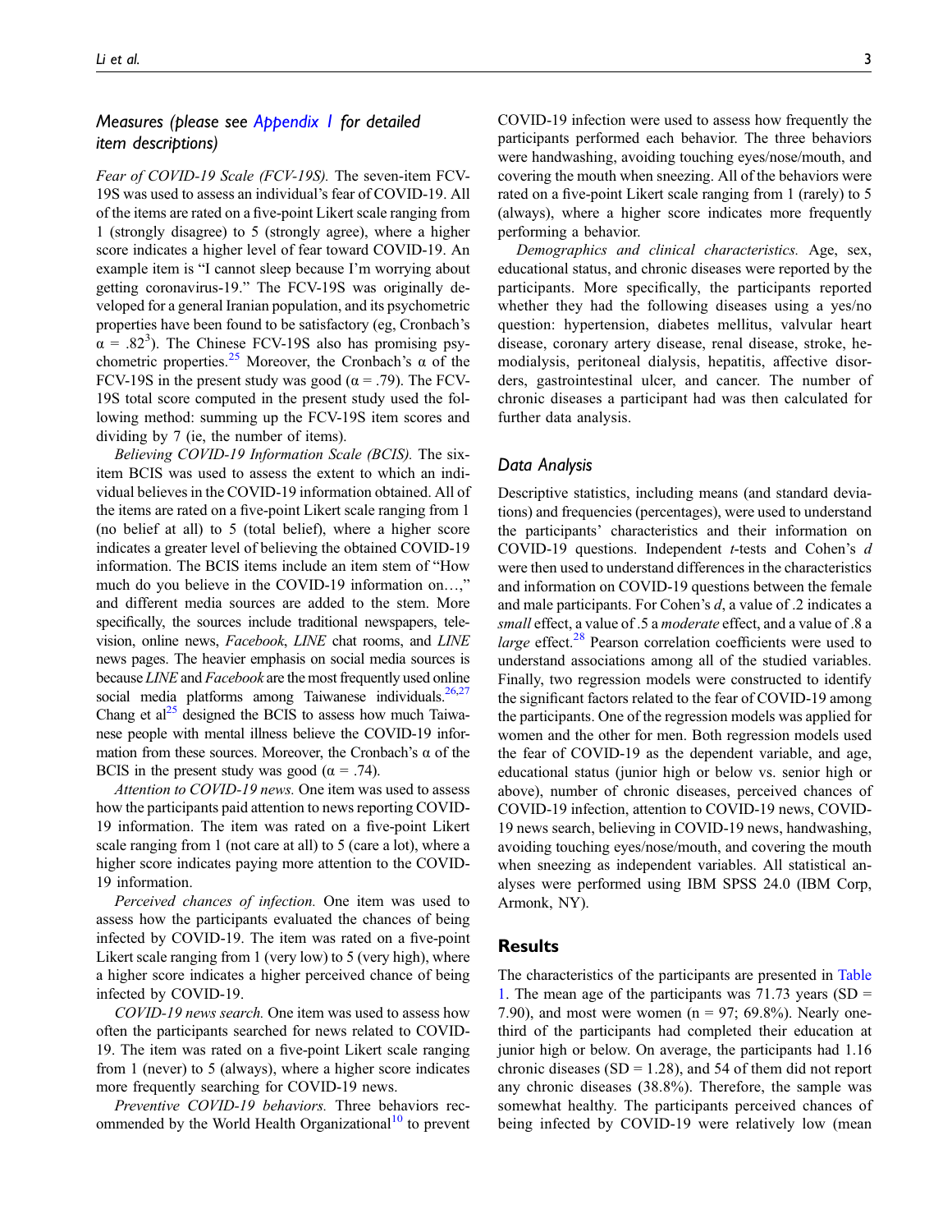### *Measures (please see Appendix 1 for detailed item descriptions)*

*Fear of COVID-19 Scale (FCV-19S).* The seven-item FCV-19S was used to assess an individual's fear of COVID-19. All of the items are rated on a five-point Likert scale ranging from 1 (strongly disagree) to 5 (strongly agree), where a higher score indicates a higher level of fear toward COVID-19. An example item is "I cannot sleep because I'm worrying about getting coronavirus-19." The FCV-19S was originally developed for a general Iranian population, and its psychometric properties have been found to be satisfactory (eg, Cronbach's $\alpha$ = .82[3]). The Chinese FCV-19S also has promising psychometric properties.[25] Moreover, the Cronbach's $\alpha$ of the FCV-19S in the present study was good ($\alpha$ = .79). The FCV-19S total score computed in the present study used the following method: summing up the FCV-19S item scores and dividing by 7 (ie, the number of items).

*Believing COVID-19 Information Scale (BCIS).* The six-item BCIS was used to assess the extent to which an individual believes in the COVID-19 information obtained. All of the items are rated on a five-point Likert scale ranging from 1 (no belief at all) to 5 (total belief), where a higher score indicates a greater level of believing the obtained COVID-19 information. The BCIS items include an item stem of "How much do you believe in the COVID-19 information on…," and different media sources are added to the stem. More specifically, the sources include traditional newspapers, television, online news, *Facebook*, *LINE* chat rooms, and *LINE* news pages. The heavier emphasis on social media sources is because *LINE* and *Facebook* are the most frequently used online social media platforms among Taiwanese individuals.[26,27] Chang et al[25] designed the BCIS to assess how much Taiwanese people with mental illness believe the COVID-19 information from these sources. Moreover, the Cronbach's $\alpha$ of the BCIS in the present study was good ($\alpha$ = .74).

*Attention to COVID-19 news.* One item was used to assess how the participants paid attention to news reporting COVID-19 information. The item was rated on a five-point Likert scale ranging from 1 (not care at all) to 5 (care a lot), where a higher score indicates paying more attention to the COVID-19 information.

*Perceived chances of infection.* One item was used to assess how the participants evaluated the chances of being infected by COVID-19. The item was rated on a five-point Likert scale ranging from 1 (very low) to 5 (very high), where a higher score indicates a higher perceived chance of being infected by COVID-19.

*COVID-19 news search.* One item was used to assess how often the participants searched for news related to COVID-19. The item was rated on a five-point Likert scale ranging from 1 (never) to 5 (always), where a higher score indicates more frequently searching for COVID-19 news.

*Preventive COVID-19 behaviors.* Three behaviors recommended by the World Health Organizational[10] to prevent COVID-19 infection were used to assess how frequently the participants performed each behavior. The three behaviors were handwashing, avoiding touching eyes/nose/mouth, and covering the mouth when sneezing. All of the behaviors were rated on a five-point Likert scale ranging from 1 (rarely) to 5 (always), where a higher score indicates more frequently performing a behavior.

*Demographics and clinical characteristics.* Age, sex, educational status, and chronic diseases were reported by the participants. More specifically, the participants reported whether they had the following diseases using a yes/no question: hypertension, diabetes mellitus, valvular heart disease, coronary artery disease, renal disease, stroke, hemodialysis, peritoneal dialysis, hepatitis, affective disorders, gastrointestinal ulcer, and cancer. The number of chronic diseases a participant had was then calculated for further data analysis.

### *Data Analysis*

Descriptive statistics, including means (and standard deviations) and frequencies (percentages), were used to understand the participants' characteristics and their information on COVID-19 questions. Independent *t*-tests and Cohen's *d* were then used to understand differences in the characteristics and information on COVID-19 questions between the female and male participants. For Cohen's *d*, a value of .2 indicates a *small* effect, a value of .5 a *moderate* effect, and a value of .8 a *large* effect.[28] Pearson correlation coefficients were used to understand associations among all of the studied variables. Finally, two regression models were constructed to identify the significant factors related to the fear of COVID-19 among the participants. One of the regression models was applied for women and the other for men. Both regression models used the fear of COVID-19 as the dependent variable, and age, educational status (junior high or below vs. senior high or above), number of chronic diseases, perceived chances of COVID-19 infection, attention to COVID-19 news, COVID-19 news search, believing in COVID-19 news, handwashing, avoiding touching eyes/nose/mouth, and covering the mouth when sneezing as independent variables. All statistical analyses were performed using IBM SPSS 24.0 (IBM Corp, Armonk, NY).

## Results

The characteristics of the participants are presented in Table 1. The mean age of the participants was 71.73 years (SD = 7.90), and most were women (n = 97; 69.8%). Nearly one-third of the participants had completed their education at junior high or below. On average, the participants had 1.16 chronic diseases (SD = 1.28), and 54 of them did not report any chronic diseases (38.8%). Therefore, the sample was somewhat healthy. The participants perceived chances of being infected by COVID-19 were relatively low (mean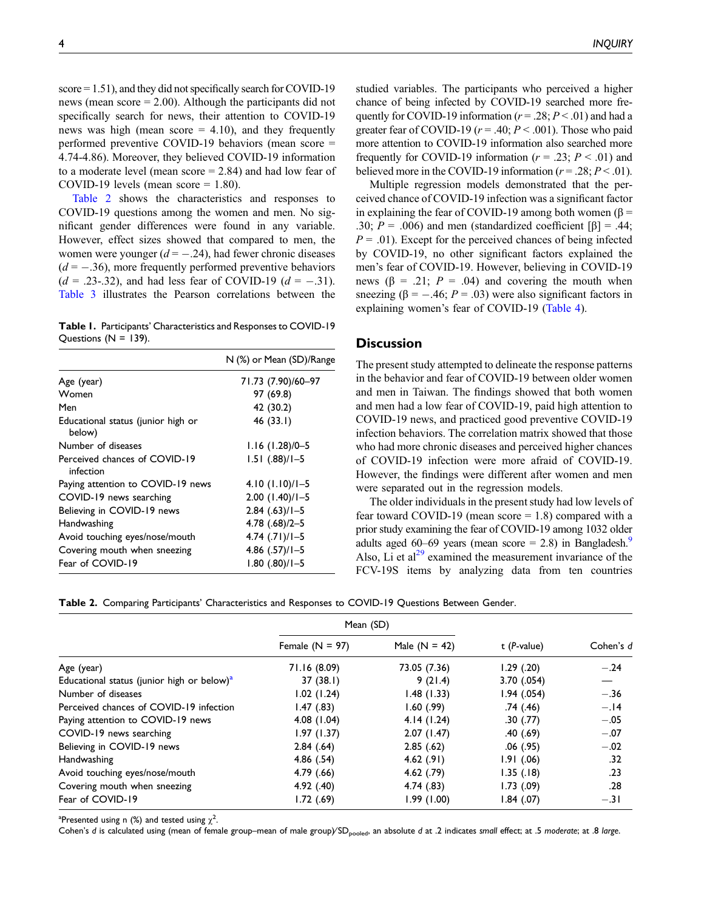score = 1.51), and they did not specifically search for COVID-19 news (mean score = 2.00). Although the participants did not specifically search for news, their attention to COVID-19 news was high (mean score = 4.10), and they frequently performed preventive COVID-19 behaviors (mean score = 4.74-4.86). Moreover, they believed COVID-19 information to a moderate level (mean score = 2.84) and had low fear of COVID-19 levels (mean score = 1.80).

Table 2 shows the characteristics and responses to COVID-19 questions among the women and men. No significant gender differences were found in any variable. However, effect sizes showed that compared to men, the women were younger ($d = -.24$), had fewer chronic diseases ($d = -.36$), more frequently performed preventive behaviors ($d$ = .23-.32), and had less fear of COVID-19 ($d = -.31$). Table 3 illustrates the Pearson correlations between the studied variables. The participants who perceived a higher chance of being infected by COVID-19 searched more frequently for COVID-19 information ($r = .28$; $P < .01$) and had a greater fear of COVID-19 ($r = .40$; $P < .001$). Those who paid more attention to COVID-19 information also searched more frequently for COVID-19 information ($r = .23$; $P < .01$) and believed more in the COVID-19 information ($r = .28$; $P < .01$).

Multiple regression models demonstrated that the perceived chance of COVID-19 infection was a significant factor in explaining the fear of COVID-19 among both women (β = .30; $P$ = .006) and men (standardized coefficient [β] = .44; $P$ = .01). Except for the perceived chances of being infected by COVID-19, no other significant factors explained the men's fear of COVID-19. However, believing in COVID-19 news (β = .21; $P$ = .04) and covering the mouth when sneezing (β = −.46; $P$ = .03) were also significant factors in explaining women's fear of COVID-19 (Table 4).

**Table 1.** Participants' Characteristics and Responses to COVID-19 Questions (N = 139).

| | N (%) or Mean (SD)/Range |
|---|---|
| Age (year) | 71.73 (7.90)/60–97 |
| Women | 97 (69.8) |
| Men | 42 (30.2) |
| Educational status (junior high or below) | 46 (33.1) |
| Number of diseases | 1.16 (1.28)/0–5 |
| Perceived chances of COVID-19 infection | 1.51 (.88)/1–5 |
| Paying attention to COVID-19 news | 4.10 (1.10)/1–5 |
| COVID-19 news searching | 2.00 (1.40)/1–5 |
| Believing in COVID-19 news | 2.84 (.63)/1–5 |
| Handwashing | 4.78 (.68)/2–5 |
| Avoid touching eyes/nose/mouth | 4.74 (.71)/1–5 |
| Covering mouth when sneezing | 4.86 (.57)/1–5 |
| Fear of COVID-19 | 1.80 (.80)/1–5 |

## Discussion

The present study attempted to delineate the response patterns in the behavior and fear of COVID-19 between older women and men in Taiwan. The findings showed that both women and men had a low fear of COVID-19, paid high attention to COVID-19 news, and practiced good preventive COVID-19 infection behaviors. The correlation matrix showed that those who had more chronic diseases and perceived higher chances of COVID-19 infection were more afraid of COVID-19. However, the findings were different after women and men were separated out in the regression models.

The older individuals in the present study had low levels of fear toward COVID-19 (mean score = 1.8) compared with a prior study examining the fear of COVID-19 among 1032 older adults aged 60–69 years (mean score = 2.8) in Bangladesh.[9] Also, Li et al[29] examined the measurement invariance of the FCV-19S items by analyzing data from ten countries

**Table 2.** Comparing Participants' Characteristics and Responses to COVID-19 Questions Between Gender.

| | Mean (SD) | | | |
|---|---|---|---|---|
| | Female (N = 97) | Male (N = 42) | t (*P*-value) | Cohen's *d* |
| Age (year) | 71.16 (8.09) | 73.05 (7.36) | 1.29 (.20) | −.24 |
| Educational status (junior high or below)[a] | 37 (38.1) | 9 (21.4) | 3.70 (.054) | — |
| Number of diseases | 1.02 (1.24) | 1.48 (1.33) | 1.94 (.054) | −.36 |
| Perceived chances of COVID-19 infection | 1.47 (.83) | 1.60 (.99) | .74 (.46) | −.14 |
| Paying attention to COVID-19 news | 4.08 (1.04) | 4.14 (1.24) | .30 (.77) | −.05 |
| COVID-19 news searching | 1.97 (1.37) | 2.07 (1.47) | .40 (.69) | −.07 |
| Believing in COVID-19 news | 2.84 (.64) | 2.85 (.62) | .06 (.95) | −.02 |
| Handwashing | 4.86 (.54) | 4.62 (.91) | 1.91 (.06) | .32 |
| Avoid touching eyes/nose/mouth | 4.79 (.66) | 4.62 (.79) | 1.35 (.18) | .23 |
| Covering mouth when sneezing | 4.92 (.40) | 4.74 (.83) | 1.73 (.09) | .28 |
| Fear of COVID-19 | 1.72 (.69) | 1.99 (1.00) | 1.84 (.07) | −.31 |

[a]Presented using n (%) and tested using $\chi^2$.

Cohen's *d* is calculated using (mean of female group–mean of male group)/$SD_{pooled}$, an absolute *d* at .2 indicates *small* effect; at .5 *moderate*; at .8 *large*.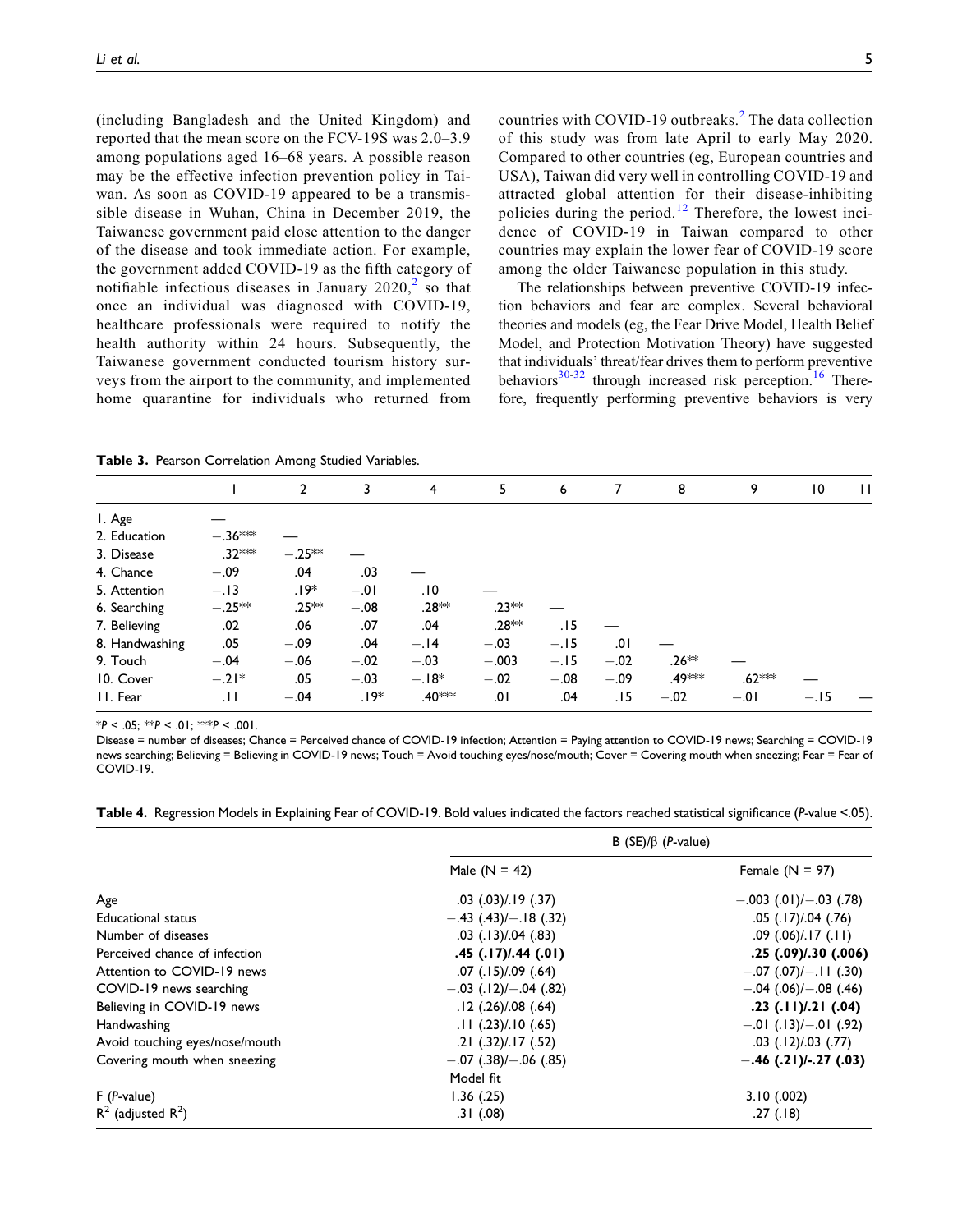(including Bangladesh and the United Kingdom) and reported that the mean score on the FCV-19S was 2.0–3.9 among populations aged 16–68 years. A possible reason may be the effective infection prevention policy in Taiwan. As soon as COVID-19 appeared to be a transmissible disease in Wuhan, China in December 2019, the Taiwanese government paid close attention to the danger of the disease and took immediate action. For example, the government added COVID-19 as the fifth category of notifiable infectious diseases in January 2020,[2] so that once an individual was diagnosed with COVID-19, healthcare professionals were required to notify the health authority within 24 hours. Subsequently, the Taiwanese government conducted tourism history surveys from the airport to the community, and implemented home quarantine for individuals who returned from countries with COVID-19 outbreaks.[2] The data collection of this study was from late April to early May 2020. Compared to other countries (eg, European countries and USA), Taiwan did very well in controlling COVID-19 and attracted global attention for their disease-inhibiting policies during the period.[12] Therefore, the lowest incidence of COVID-19 in Taiwan compared to other countries may explain the lower fear of COVID-19 score among the older Taiwanese population in this study.

The relationships between preventive COVID-19 infection behaviors and fear are complex. Several behavioral theories and models (eg, the Fear Drive Model, Health Belief Model, and Protection Motivation Theory) have suggested that individuals' threat/fear drives them to perform preventive behaviors[30-32] through increased risk perception.[16] Therefore, frequently performing preventive behaviors is very

**Table 3.** Pearson Correlation Among Studied Variables.

| | 1 | 2 | 3 | 4 | 5 | 6 | 7 | 8 | 9 | 10 | 11 |
|---|---|---|---|---|---|---|---|---|---|---|---|
| 1. Age | — | | | | | | | | | | |
| 2. Education | −.36*** | — | | | | | | | | | |
| 3. Disease | .32*** | −.25** | — | | | | | | | | |
| 4. Chance | −.09 | .04 | .03 | — | | | | | | | |
| 5. Attention | −.13 | .19* | −.01 | .10 | — | | | | | | |
| 6. Searching | −.25** | .25** | −.08 | .28** | .23** | — | | | | | |
| 7. Believing | .02 | .06 | .07 | .04 | .28** | .15 | — | | | | |
| 8. Handwashing | .05 | −.09 | .04 | −.14 | −.03 | −.15 | .01 | — | | | |
| 9. Touch | −.04 | −.06 | −.02 | −.03 | −.003 | −.15 | −.02 | .26** | — | | |
| 10. Cover | −.21* | .05 | −.03 | −.18* | −.02 | −.08 | −.09 | .49*** | .62*** | — | |
| 11. Fear | .11 | −.04 | .19* | .40*** | .01 | .04 | .15 | −.02 | −.01 | −.15 | — |

*$P < .05$; **$P < .01$; ***$P < .001$.

Disease = number of diseases; Chance = Perceived chance of COVID-19 infection; Attention = Paying attention to COVID-19 news; Searching = COVID-19 news searching; Believing = Believing in COVID-19 news; Touch = Avoid touching eyes/nose/mouth; Cover = Covering mouth when sneezing; Fear = Fear of COVID-19.

**Table 4.** Regression Models in Explaining Fear of COVID-19. Bold values indicated the factors reached statistical significance (*P*-value <.05).

| | B (SE)/β (*P*-value) | |
|---|---|---|
| | Male (N = 42) | Female (N = 97) |
| Age | .03 (.03)/.19 (.37) | −.003 (.01)/−.03 (.78) |
| Educational status | −.43 (.43)/−.18 (.32) | .05 (.17)/.04 (.76) |
| Number of diseases | .03 (.13)/.04 (.83) | .09 (.06)/.17 (.11) |
| Perceived chance of infection | **.45 (.17)/.44 (.01)** | **.25 (.09)/.30 (.006)** |
| Attention to COVID-19 news | .07 (.15)/.09 (.64) | −.07 (.07)/−.11 (.30) |
| COVID-19 news searching | −.03 (.12)/−.04 (.82) | −.04 (.06)/−.08 (.46) |
| Believing in COVID-19 news | .12 (.26)/.08 (.64) | **.23 (.11)/.21 (.04)** |
| Handwashing | .11 (.23)/.10 (.65) | −.01 (.13)/−.01 (.92) |
| Avoid touching eyes/nose/mouth | .21 (.32)/.17 (.52) | .03 (.12)/.03 (.77) |
| Covering mouth when sneezing | −.07 (.38)/−.06 (.85) | **−.46 (.21)/-.27 (.03)** |
| | Model fit | |
| F (*P*-value) | 1.36 (.25) | 3.10 (.002) |
| $R^2$ (adjusted $R^2$) | .31 (.08) | .27 (.18) |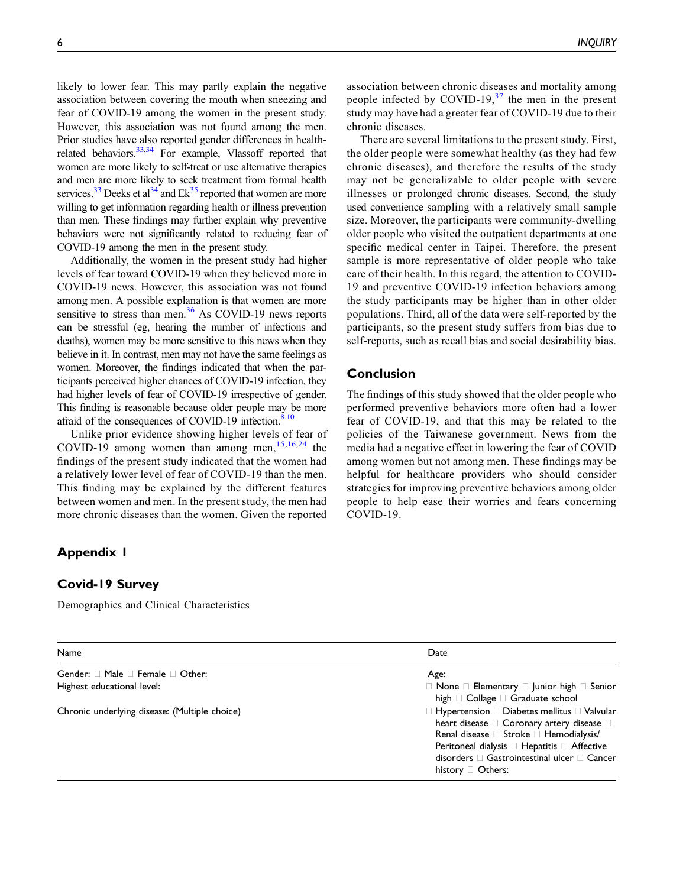likely to lower fear. This may partly explain the negative association between covering the mouth when sneezing and fear of COVID-19 among the women in the present study. However, this association was not found among the men. Prior studies have also reported gender differences in health-related behaviors.[33,34] For example, Vlassoff reported that women are more likely to self-treat or use alternative therapies and men are more likely to seek treatment from formal health services.[33] Deeks et al[34] and Ek[35] reported that women are more willing to get information regarding health or illness prevention than men. These findings may further explain why preventive behaviors were not significantly related to reducing fear of COVID-19 among the men in the present study.

Additionally, the women in the present study had higher levels of fear toward COVID-19 when they believed more in COVID-19 news. However, this association was not found among men. A possible explanation is that women are more sensitive to stress than men.[36] As COVID-19 news reports can be stressful (eg, hearing the number of infections and deaths), women may be more sensitive to this news when they believe in it. In contrast, men may not have the same feelings as women. Moreover, the findings indicated that when the participants perceived higher chances of COVID-19 infection, they had higher levels of fear of COVID-19 irrespective of gender. This finding is reasonable because older people may be more afraid of the consequences of COVID-19 infection.[8,10]

Unlike prior evidence showing higher levels of fear of COVID-19 among women than among men,[15,16,24] the findings of the present study indicated that the women had a relatively lower level of fear of COVID-19 than the men. This finding may be explained by the different features between women and men. In the present study, the men had more chronic diseases than the women. Given the reported association between chronic diseases and mortality among people infected by COVID-19,[37] the men in the present study may have had a greater fear of COVID-19 due to their chronic diseases.

There are several limitations to the present study. First, the older people were somewhat healthy (as they had few chronic diseases), and therefore the results of the study may not be generalizable to older people with severe illnesses or prolonged chronic diseases. Second, the study used convenience sampling with a relatively small sample size. Moreover, the participants were community-dwelling older people who visited the outpatient departments at one specific medical center in Taipei. Therefore, the present sample is more representative of older people who take care of their health. In this regard, the attention to COVID-19 and preventive COVID-19 infection behaviors among the study participants may be higher than in other older populations. Third, all of the data were self-reported by the participants, so the present study suffers from bias due to self-reports, such as recall bias and social desirability bias.

## Conclusion

The findings of this study showed that the older people who performed preventive behaviors more often had a lower fear of COVID-19, and that this may be related to the policies of the Taiwanese government. News from the media had a negative effect in lowering the fear of COVID among women but not among men. These findings may be helpful for healthcare providers who should consider strategies for improving preventive behaviors among older people to help ease their worries and fears concerning COVID-19.

## Appendix 1

## Covid-19 Survey

Demographics and Clinical Characteristics

| Name | Date |
|---|---|
| Gender: □ Male □ Female □ Other: | Age: |
| Highest educational level: | □ None □ Elementary □ Junior high □ Senior high □ Collage □ Graduate school |
| Chronic underlying disease: (Multiple choice) | □ Hypertension □ Diabetes mellitus □ Valvular heart disease □ Coronary artery disease □ Renal disease □ Stroke □ Hemodialysis/ Peritoneal dialysis □ Hepatitis □ Affective disorders □ Gastrointestinal ulcer □ Cancer history □ Others: |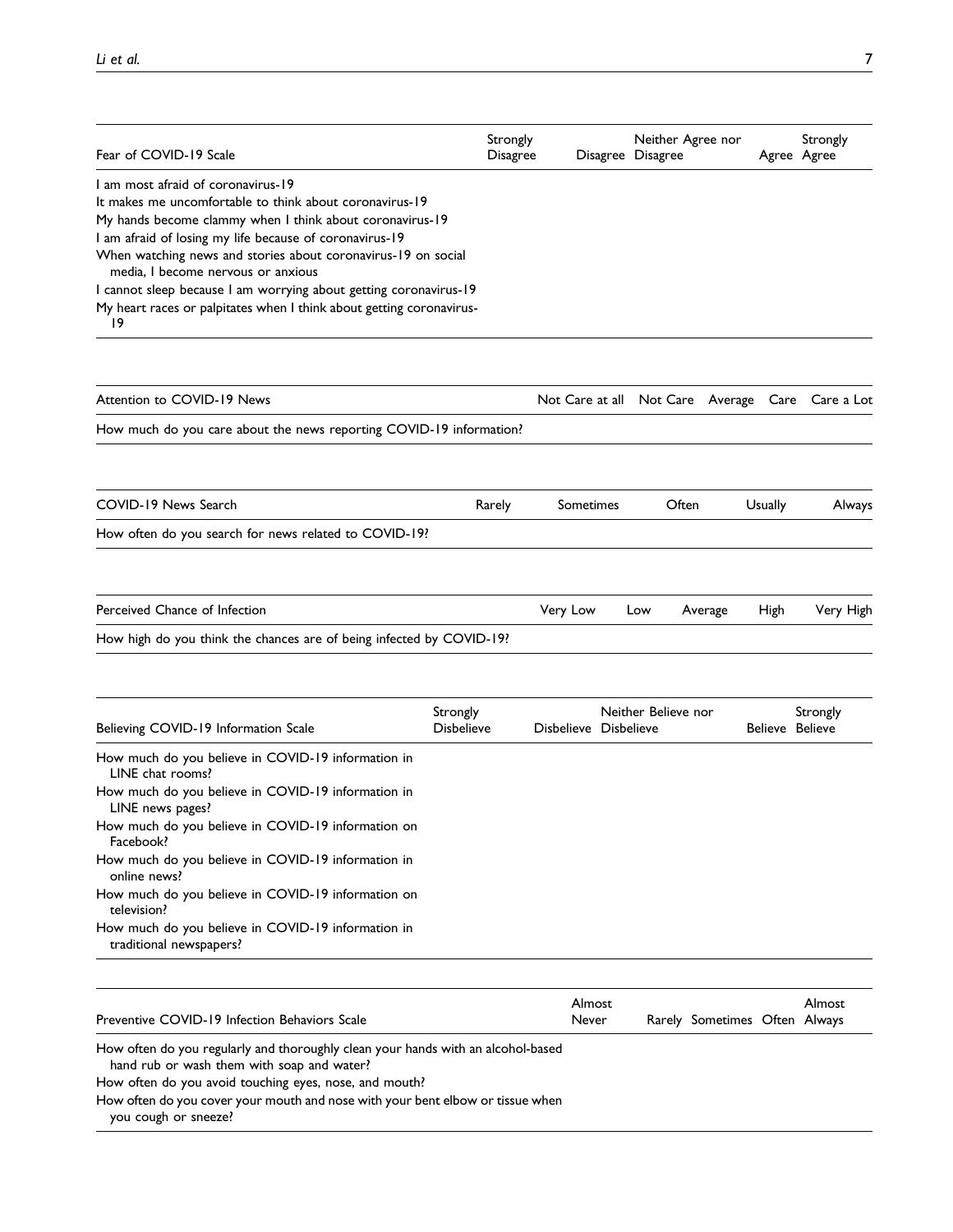| Fear of COVID-19 Scale | Strongly Disagree | Disagree | Neither Agree nor Disagree | Agree | Strongly Agree |
|---|---|---|---|---|---|
| I am most afraid of coronavirus-19 | | | | | |
| It makes me uncomfortable to think about coronavirus-19 | | | | | |
| My hands become clammy when I think about coronavirus-19 | | | | | |
| I am afraid of losing my life because of coronavirus-19 | | | | | |
| When watching news and stories about coronavirus-19 on social media, I become nervous or anxious | | | | | |
| I cannot sleep because I am worrying about getting coronavirus-19 | | | | | |
| My heart races or palpitates when I think about getting coronavirus-19 | | | | | |

| Attention to COVID-19 News | Not Care at all | Not Care | Average | Care | Care a Lot |
|---|---|---|---|---|---|
| How much do you care about the news reporting COVID-19 information? | | | | | |

| COVID-19 News Search | Rarely | Sometimes | Often | Usually | Always |
|---|---|---|---|---|---|
| How often do you search for news related to COVID-19? | | | | | |

| Perceived Chance of Infection | Very Low | Low | Average | High | Very High |
|---|---|---|---|---|---|
| How high do you think the chances are of being infected by COVID-19? | | | | | |

| Believing COVID-19 Information Scale | Strongly Disbelieve | Disbelieve | Neither Believe nor Disbelieve | Believe | Strongly Believe |
|---|---|---|---|---|---|
| How much do you believe in COVID-19 information in LINE chat rooms? | | | | | |
| How much do you believe in COVID-19 information in LINE news pages? | | | | | |
| How much do you believe in COVID-19 information on Facebook? | | | | | |
| How much do you believe in COVID-19 information in online news? | | | | | |
| How much do you believe in COVID-19 information on television? | | | | | |
| How much do you believe in COVID-19 information in traditional newspapers? | | | | | |

| Preventive COVID-19 Infection Behaviors Scale | Almost Never | Rarely | Sometimes | Often | Almost Always |
|---|---|---|---|---|---|
| How often do you regularly and thoroughly clean your hands with an alcohol-based hand rub or wash them with soap and water? | | | | | |
| How often do you avoid touching eyes, nose, and mouth? | | | | | |
| How often do you cover your mouth and nose with your bent elbow or tissue when you cough or sneeze? | | | | | |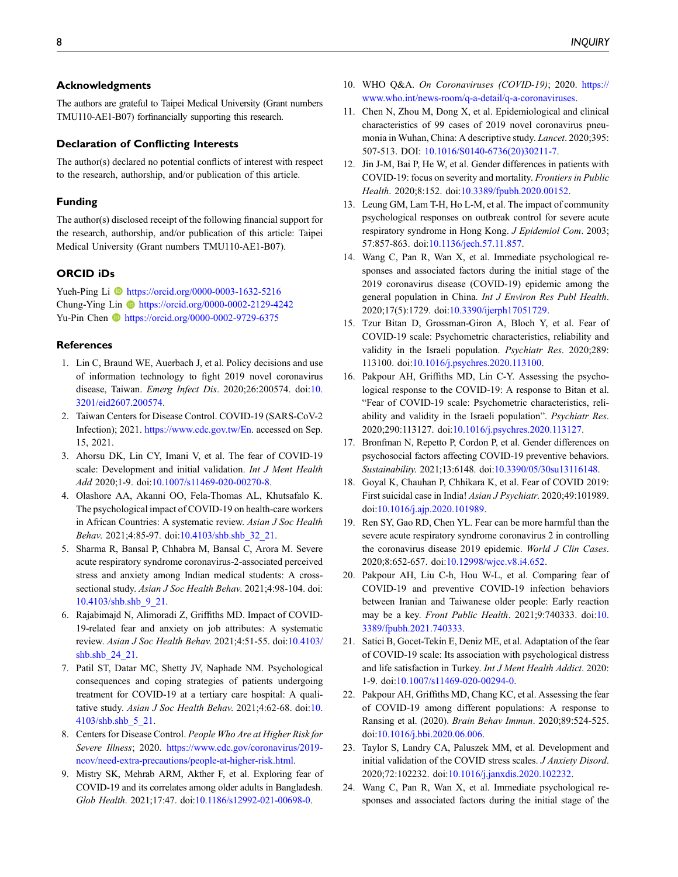## Acknowledgments

The authors are grateful to Taipei Medical University (Grant numbers TMU110-AE1-B07) forfinancially supporting this research.

## Declaration of Conflicting Interests

The author(s) declared no potential conflicts of interest with respect to the research, authorship, and/or publication of this article.

## Funding

The author(s) disclosed receipt of the following financial support for the research, authorship, and/or publication of this article: Taipei Medical University (Grant numbers TMU110-AE1-B07).

## ORCID iDs

Yueh-Ping Li https://orcid.org/0000-0003-1632-5216
Chung-Ying Lin https://orcid.org/0000-0002-2129-4242
Yu-Pin Chen https://orcid.org/0000-0002-9729-6375

## References

1. Lin C, Braund WE, Auerbach J, et al. Policy decisions and use of information technology to fight 2019 novel coronavirus disease, Taiwan. *Emerg Infect Dis*. 2020;26:200574. doi:10.3201/eid2607.200574.
2. Taiwan Centers for Disease Control. COVID-19 (SARS-CoV-2 Infection); 2021. https://www.cdc.gov.tw/En. accessed on Sep. 15, 2021.
3. Ahorsu DK, Lin CY, Imani V, et al. The fear of COVID-19 scale: Development and initial validation. *Int J Ment Health Add* 2020;1-9. doi:10.1007/s11469-020-00270-8.
4. Olashore AA, Akanni OO, Fela-Thomas AL, Khutsafalo K. The psychological impact of COVID-19 on health-care workers in African Countries: A systematic review. *Asian J Soc Health Behav*. 2021;4:85-97. doi:10.4103/shb.shb_32_21.
5. Sharma R, Bansal P, Chhabra M, Bansal C, Arora M. Severe acute respiratory syndrome coronavirus-2-associated perceived stress and anxiety among Indian medical students: A cross-sectional study. *Asian J Soc Health Behav*. 2021;4:98-104. doi:10.4103/shb.shb_9_21.
6. Rajabimajd N, Alimoradi Z, Griffiths MD. Impact of COVID-19-related fear and anxiety on job attributes: A systematic review. *Asian J Soc Health Behav*. 2021;4:51-55. doi:10.4103/shb.shb_24_21.
7. Patil ST, Datar MC, Shetty JV, Naphade NM. Psychological consequences and coping strategies of patients undergoing treatment for COVID-19 at a tertiary care hospital: A qualitative study. *Asian J Soc Health Behav*. 2021;4:62-68. doi:10.4103/shb.shb_5_21.
8. Centers for Disease Control. *People Who Are at Higher Risk for Severe Illness*; 2020. https://www.cdc.gov/coronavirus/2019-ncov/need-extra-precautions/people-at-higher-risk.html.
9. Mistry SK, Mehrab ARM, Akther F, et al. Exploring fear of COVID-19 and its correlates among older adults in Bangladesh. *Glob Health*. 2021;17:47. doi:10.1186/s12992-021-00698-0.
10. WHO Q&A. *On Coronaviruses (COVID-19)*; 2020. https://www.who.int/news-room/q-a-detail/q-a-coronaviruses.
11. Chen N, Zhou M, Dong X, et al. Epidemiological and clinical characteristics of 99 cases of 2019 novel coronavirus pneumonia in Wuhan, China: A descriptive study. *Lancet*. 2020;395:507-513. DOI: 10.1016/S0140-6736(20)30211-7.
12. Jin J-M, Bai P, He W, et al. Gender differences in patients with COVID-19: focus on severity and mortality. *Frontiers in Public Health*. 2020;8:152. doi:10.3389/fpubh.2020.00152.
13. Leung GM, Lam T-H, Ho L-M, et al. The impact of community psychological responses on outbreak control for severe acute respiratory syndrome in Hong Kong. *J Epidemiol Com*. 2003;57:857-863. doi:10.1136/jech.57.11.857.
14. Wang C, Pan R, Wan X, et al. Immediate psychological responses and associated factors during the initial stage of the 2019 coronavirus disease (COVID-19) epidemic among the general population in China. *Int J Environ Res Publ Health*. 2020;17(5):1729. doi:10.3390/ijerph17051729.
15. Tzur Bitan D, Grossman-Giron A, Bloch Y, et al. Fear of COVID-19 scale: Psychometric characteristics, reliability and validity in the Israeli population. *Psychiatr Res*. 2020;289:113100. doi:10.1016/j.psychres.2020.113100.
16. Pakpour AH, Griffiths MD, Lin C-Y. Assessing the psychological response to the COVID-19: A response to Bitan et al. "Fear of COVID-19 scale: Psychometric characteristics, reliability and validity in the Israeli population". *Psychiatr Res*. 2020;290:113127. doi:10.1016/j.psychres.2020.113127.
17. Bronfman N, Repetto P, Cordon P, et al. Gender differences on psychosocial factors affecting COVID-19 preventive behaviors. *Sustainability*. 2021;13:6148. doi:10.3390/05/30su13116148.
18. Goyal K, Chauhan P, Chhikara K, et al. Fear of COVID 2019: First suicidal case in India! *Asian J Psychiatr*. 2020;49:101989. doi:10.1016/j.ajp.2020.101989.
19. Ren SY, Gao RD, Chen YL. Fear can be more harmful than the severe acute respiratory syndrome coronavirus 2 in controlling the coronavirus disease 2019 epidemic. *World J Clin Cases*. 2020;8:652-657. doi:10.12998/wjcc.v8.i4.652.
20. Pakpour AH, Liu C-h, Hou W-L, et al. Comparing fear of COVID-19 and preventive COVID-19 infection behaviors between Iranian and Taiwanese older people: Early reaction may be a key. *Front Public Health*. 2021;9:740333. doi:10.3389/fpubh.2021.740333.
21. Satici B, Gocet-Tekin E, Deniz ME, et al. Adaptation of the fear of COVID-19 scale: Its association with psychological distress and life satisfaction in Turkey. *Int J Ment Health Addict*. 2020:1-9. doi:10.1007/s11469-020-00294-0.
22. Pakpour AH, Griffiths MD, Chang KC, et al. Assessing the fear of COVID-19 among different populations: A response to Ransing et al. (2020). *Brain Behav Immun*. 2020;89:524-525. doi:10.1016/j.bbi.2020.06.006.
23. Taylor S, Landry CA, Paluszek MM, et al. Development and initial validation of the COVID stress scales. *J Anxiety Disord*. 2020;72:102232. doi:10.1016/j.janxdis.2020.102232.
24. Wang C, Pan R, Wan X, et al. Immediate psychological responses and associated factors during the initial stage of the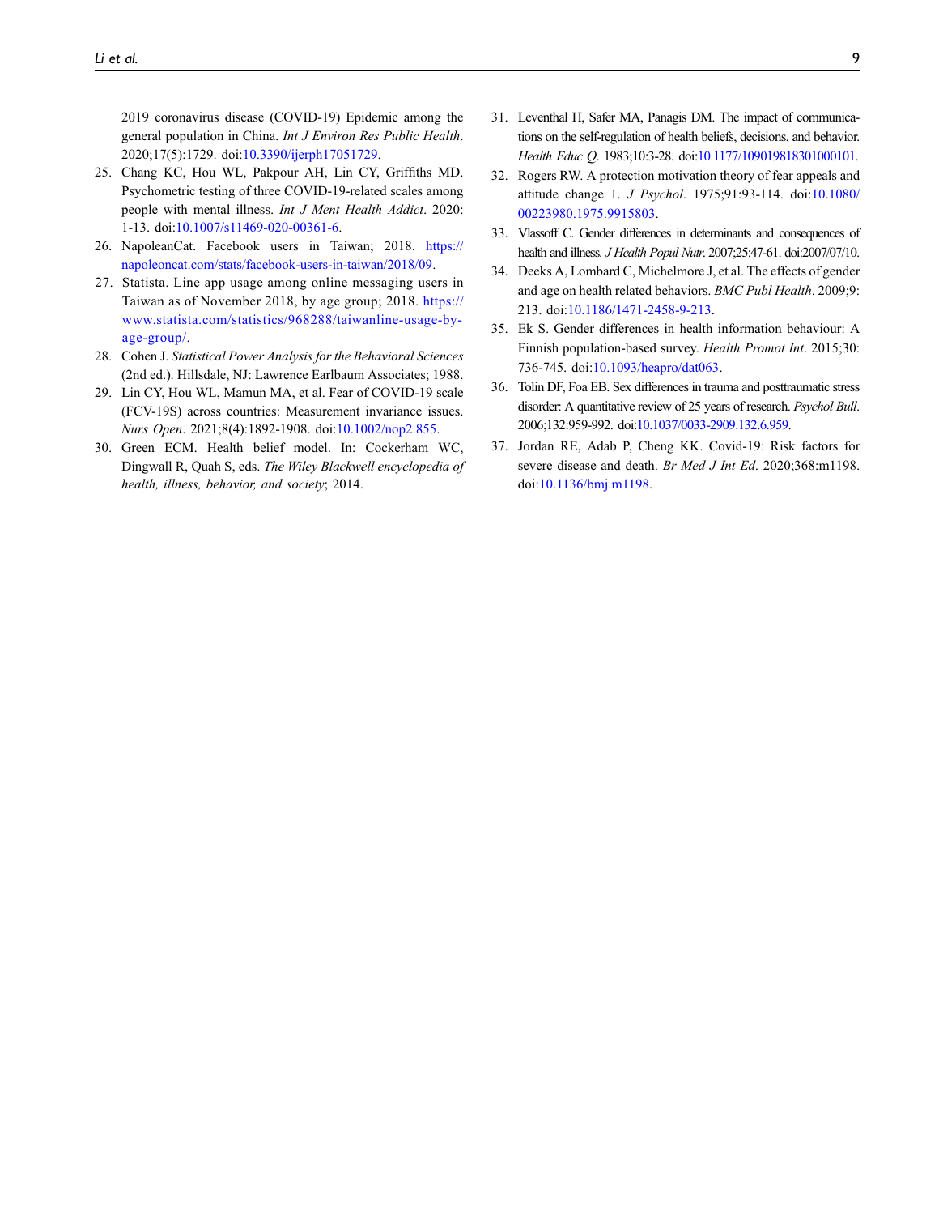2019 coronavirus disease (COVID-19) Epidemic among the general population in China. *Int J Environ Res Public Health*. 2020;17(5):1729. doi:10.3390/ijerph17051729.

25. Chang KC, Hou WL, Pakpour AH, Lin CY, Griffiths MD. Psychometric testing of three COVID-19-related scales among people with mental illness. *Int J Ment Health Addict*. 2020: 1-13. doi:10.1007/s11469-020-00361-6.
26. NapoleanCat. Facebook users in Taiwan; 2018. https://napoleoncat.com/stats/facebook-users-in-taiwan/2018/09.
27. Statista. Line app usage among online messaging users in Taiwan as of November 2018, by age group; 2018. https://www.statista.com/statistics/968288/taiwanline-usage-by-age-group/.
28. Cohen J. *Statistical Power Analysis for the Behavioral Sciences* (2nd ed.). Hillsdale, NJ: Lawrence Earlbaum Associates; 1988.
29. Lin CY, Hou WL, Mamun MA, et al. Fear of COVID-19 scale (FCV-19S) across countries: Measurement invariance issues. *Nurs Open*. 2021;8(4):1892-1908. doi:10.1002/nop2.855.
30. Green ECM. Health belief model. In: Cockerham WC, Dingwall R, Quah S, eds. *The Wiley Blackwell encyclopedia of health, illness, behavior, and society*; 2014.
31. Leventhal H, Safer MA, Panagis DM. The impact of communications on the self-regulation of health beliefs, decisions, and behavior. *Health Educ Q*. 1983;10:3-28. doi:10.1177/109019818301000101.
32. Rogers RW. A protection motivation theory of fear appeals and attitude change 1. *J Psychol*. 1975;91:93-114. doi:10.1080/00223980.1975.9915803.
33. Vlassoff C. Gender differences in determinants and consequences of health and illness. *J Health Popul Nutr*. 2007;25:47-61. doi:2007/07/10.
34. Deeks A, Lombard C, Michelmore J, et al. The effects of gender and age on health related behaviors. *BMC Publ Health*. 2009;9: 213. doi:10.1186/1471-2458-9-213.
35. Ek S. Gender differences in health information behaviour: A Finnish population-based survey. *Health Promot Int*. 2015;30: 736-745. doi:10.1093/heapro/dat063.
36. Tolin DF, Foa EB. Sex differences in trauma and posttraumatic stress disorder: A quantitative review of 25 years of research. *Psychol Bull*. 2006;132:959-992. doi:10.1037/0033-2909.132.6.959.
37. Jordan RE, Adab P, Cheng KK. Covid-19: Risk factors for severe disease and death. *Br Med J Int Ed*. 2020;368:m1198. doi:10.1136/bmj.m1198.